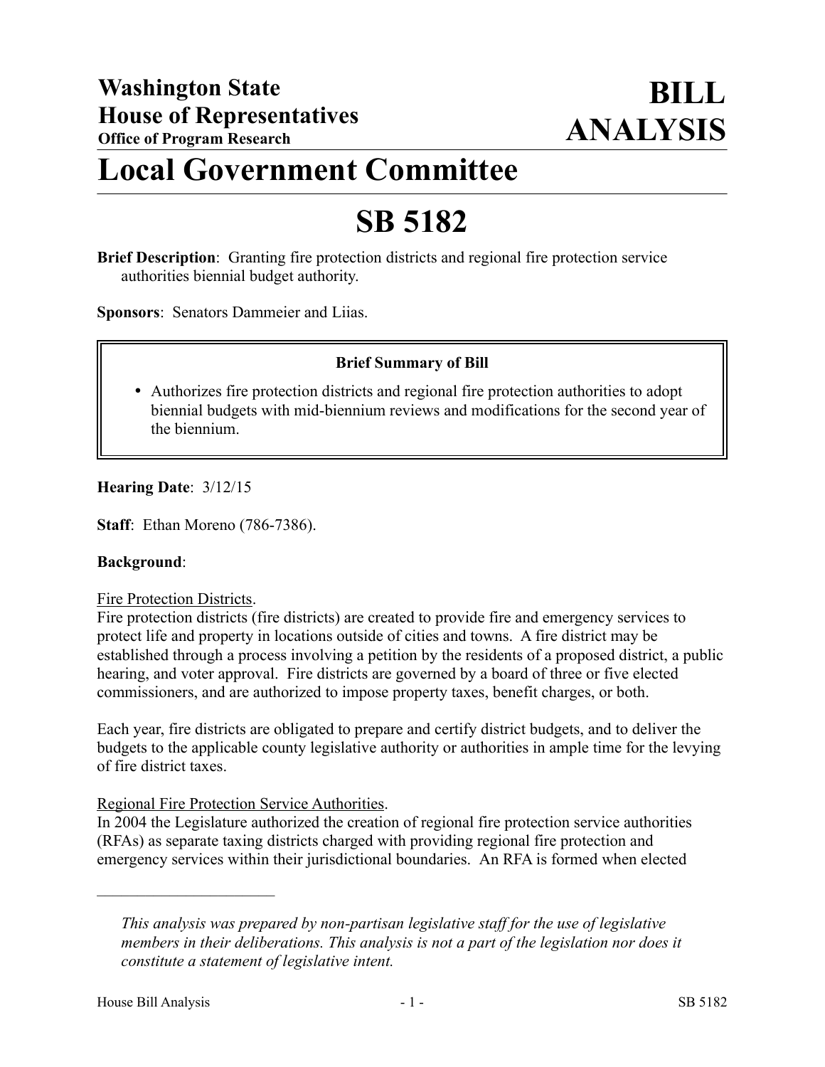# Washington State House of Representatives

**Office of Program Research**

# BILL ANALYSIS

# Local Government Committee

# SB 5182

**Brief Description**: Granting fire protection districts and regional fire protection service authorities biennial budget authority.

**Sponsors**: Senators Dammeier and Liias.

**Brief Summary of Bill**

- Authorizes fire protection districts and regional fire protection authorities to adopt biennial budgets with mid-biennium reviews and modifications for the second year of the biennium.

**Hearing Date**: 3/12/15

**Staff**: Ethan Moreno (786-7386).

**Background**:

Fire Protection Districts.

Fire protection districts (fire districts) are created to provide fire and emergency services to protect life and property in locations outside of cities and towns. A fire district may be established through a process involving a petition by the residents of a proposed district, a public hearing, and voter approval. Fire districts are governed by a board of three or five elected commissioners, and are authorized to impose property taxes, benefit charges, or both.

Each year, fire districts are obligated to prepare and certify district budgets, and to deliver the budgets to the applicable county legislative authority or authorities in ample time for the levying of fire district taxes.

Regional Fire Protection Service Authorities.

In 2004 the Legislature authorized the creation of regional fire protection service authorities (RFAs) as separate taxing districts charged with providing regional fire protection and emergency services within their jurisdictional boundaries. An RFA is formed when elected

---

*This analysis was prepared by non-partisan legislative staff for the use of legislative members in their deliberations. This analysis is not a part of the legislation nor does it constitute a statement of legislative intent.*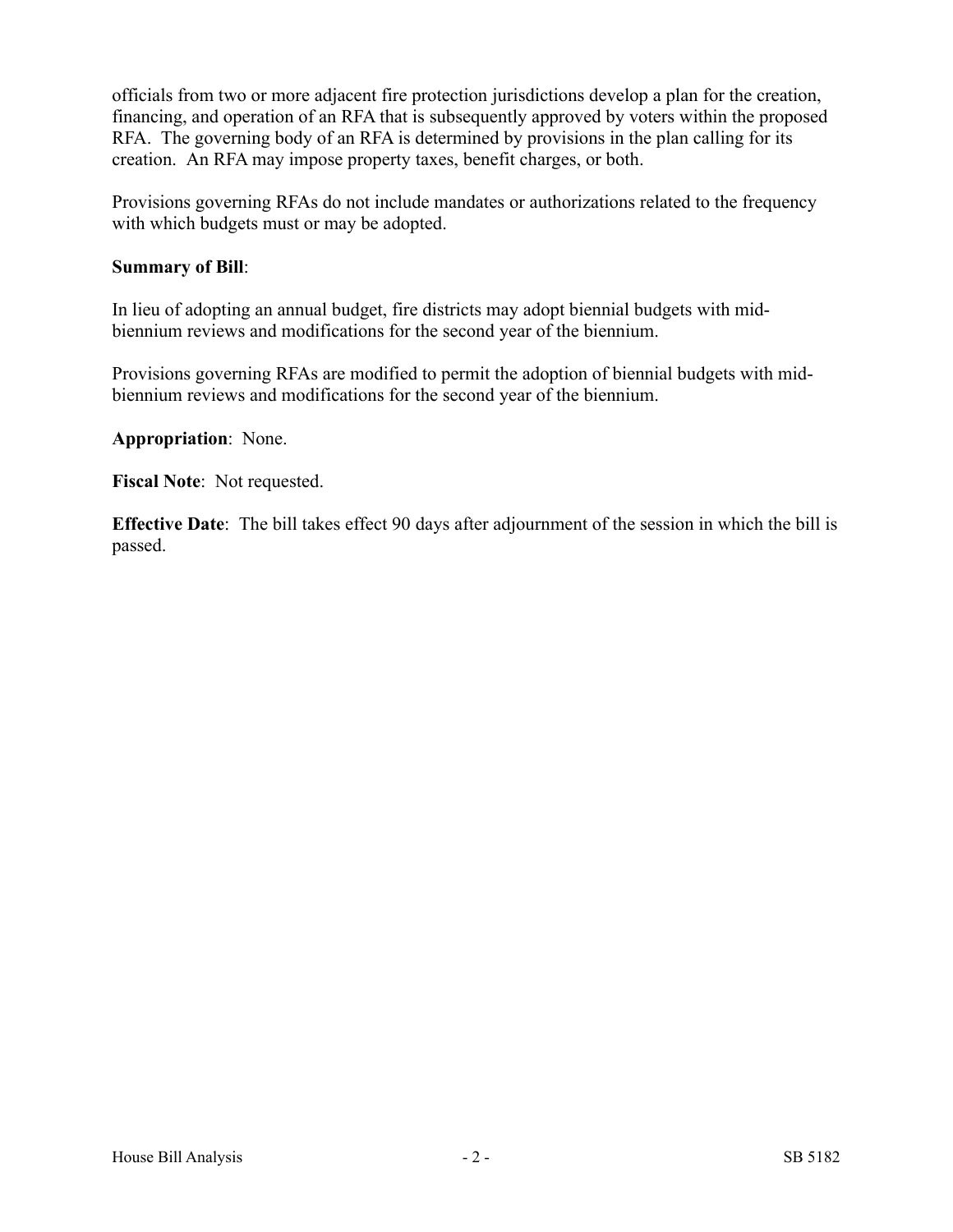officials from two or more adjacent fire protection jurisdictions develop a plan for the creation, financing, and operation of an RFA that is subsequently approved by voters within the proposed RFA. The governing body of an RFA is determined by provisions in the plan calling for its creation. An RFA may impose property taxes, benefit charges, or both.

Provisions governing RFAs do not include mandates or authorizations related to the frequency with which budgets must or may be adopted.

**Summary of Bill**:

In lieu of adopting an annual budget, fire districts may adopt biennial budgets with mid-biennium reviews and modifications for the second year of the biennium.

Provisions governing RFAs are modified to permit the adoption of biennial budgets with mid-biennium reviews and modifications for the second year of the biennium.

**Appropriation**: None.

**Fiscal Note**: Not requested.

**Effective Date**: The bill takes effect 90 days after adjournment of the session in which the bill is passed.